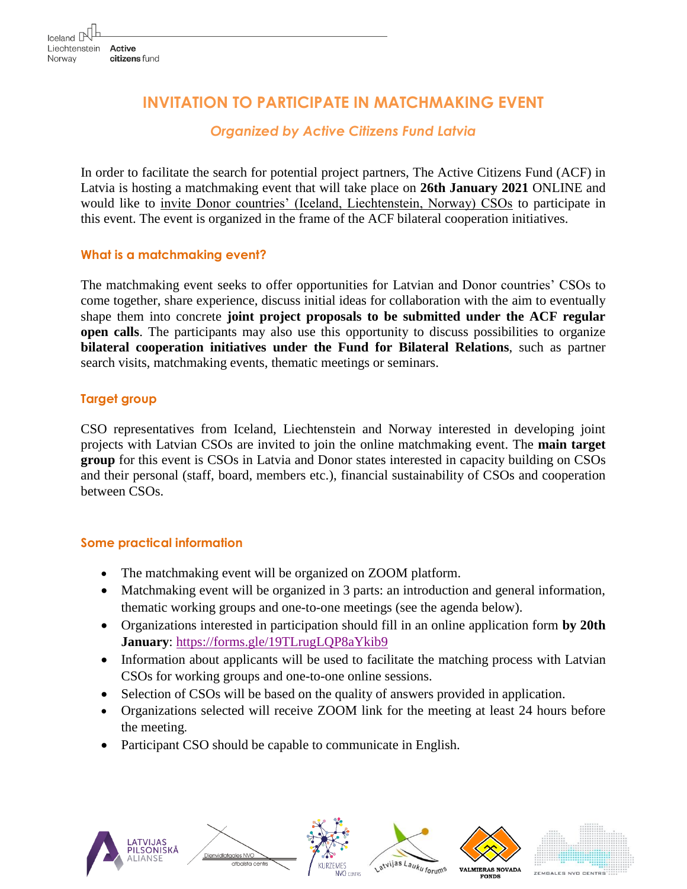# INVITATION TO PARTICIPATE IN MATCHMAKING EVENT

*Organized by Active Citizens Fund Latvia*

In order to facilitate the search for potential project partners, The Active Citizens Fund (ACF) in Latvia is hosting a matchmaking event that will take place on **26th January 2021** ONLINE and would like to invite Donor countries' (Iceland, Liechtenstein, Norway) CSOs to participate in this event. The event is organized in the frame of the ACF bilateral cooperation initiatives.

## What is a matchmaking event?

The matchmaking event seeks to offer opportunities for Latvian and Donor countries' CSOs to come together, share experience, discuss initial ideas for collaboration with the aim to eventually shape them into concrete **joint project proposals to be submitted under the ACF regular open calls**. The participants may also use this opportunity to discuss possibilities to organize **bilateral cooperation initiatives under the Fund for Bilateral Relations**, such as partner search visits, matchmaking events, thematic meetings or seminars.

## Target group

CSO representatives from Iceland, Liechtenstein and Norway interested in developing joint projects with Latvian CSOs are invited to join the online matchmaking event. The **main target group** for this event is CSOs in Latvia and Donor states interested in capacity building on CSOs and their personal (staff, board, members etc.), financial sustainability of CSOs and cooperation between CSOs.

## Some practical information

- The matchmaking event will be organized on ZOOM platform.
- Matchmaking event will be organized in 3 parts: an introduction and general information, thematic working groups and one-to-one meetings (see the agenda below).
- Organizations interested in participation should fill in an online application form **by 20th January**: https://forms.gle/19TLrugLQP8aYkib9
- Information about applicants will be used to facilitate the matching process with Latvian CSOs for working groups and one-to-one online sessions.
- Selection of CSOs will be based on the quality of answers provided in application.
- Organizations selected will receive ZOOM link for the meeting at least 24 hours before the meeting.
- Participant CSO should be capable to communicate in English.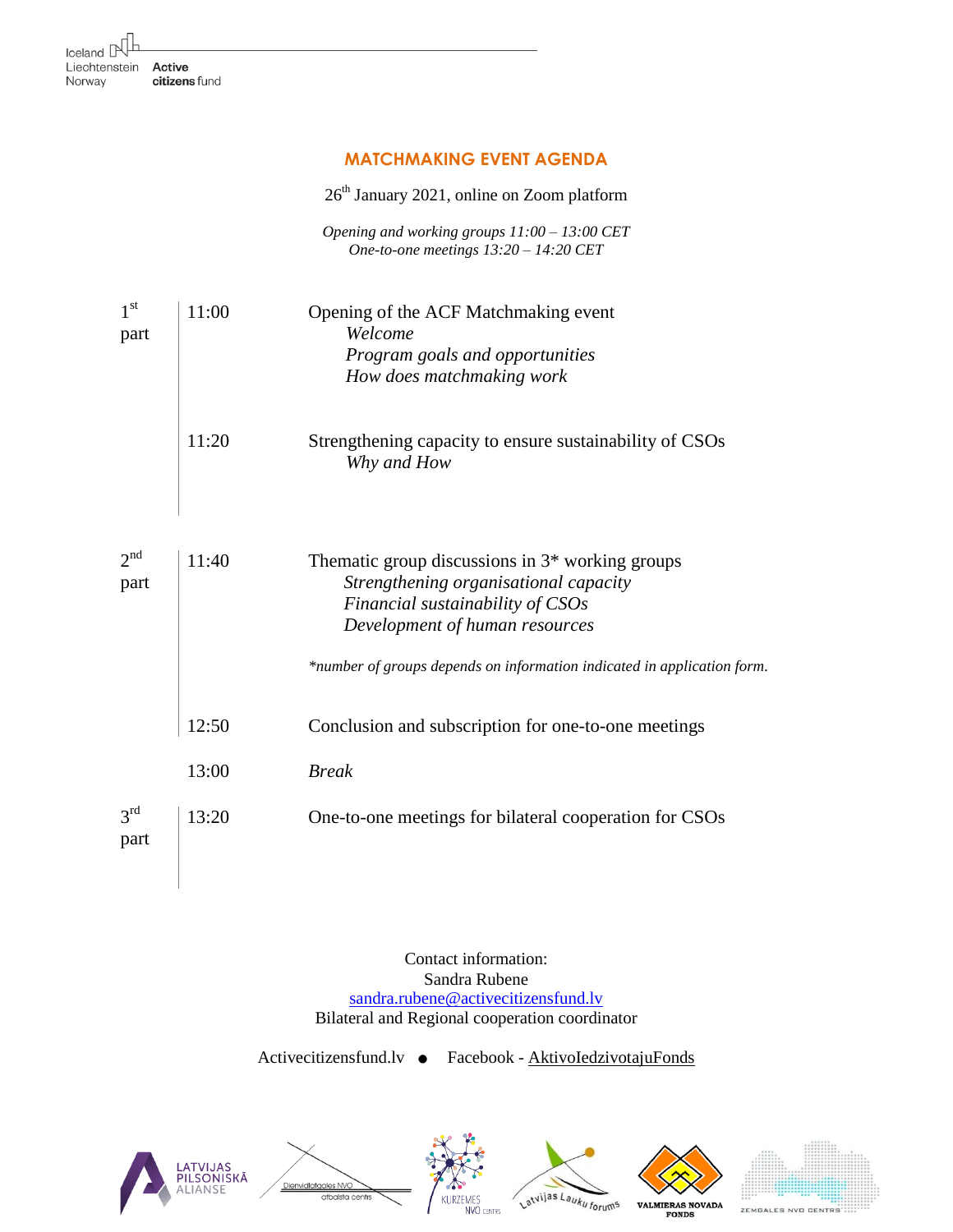## MATCHMAKING EVENT AGENDA

26th January 2021, online on Zoom platform

*Opening and working groups 11:00 – 13:00 CET*
*One-to-one meetings 13:20 – 14:20 CET*

| | | |
|---|---|---|
| 1st part | 11:00 | Opening of the ACF Matchmaking event<br>*Welcome*<br>*Program goals and opportunities*<br>*How does matchmaking work* |
| | 11:20 | Strengthening capacity to ensure sustainability of CSOs<br>*Why and How* |
| 2nd part | 11:40 | Thematic group discussions in 3* working groups<br>*Strengthening organisational capacity*<br>*Financial sustainability of CSOs*<br>*Development of human resources*<br><br>*\*number of groups depends on information indicated in application form.* |
| | 12:50 | Conclusion and subscription for one-to-one meetings |
| | 13:00 | *Break* |
| 3rd part | 13:20 | One-to-one meetings for bilateral cooperation for CSOs |

Contact information:
Sandra Rubene
sandra.rubene@activecitizensfund.lv
Bilateral and Regional cooperation coordinator

Activecitizensfund.lv ● Facebook - AktivoIedzivotajuFonds